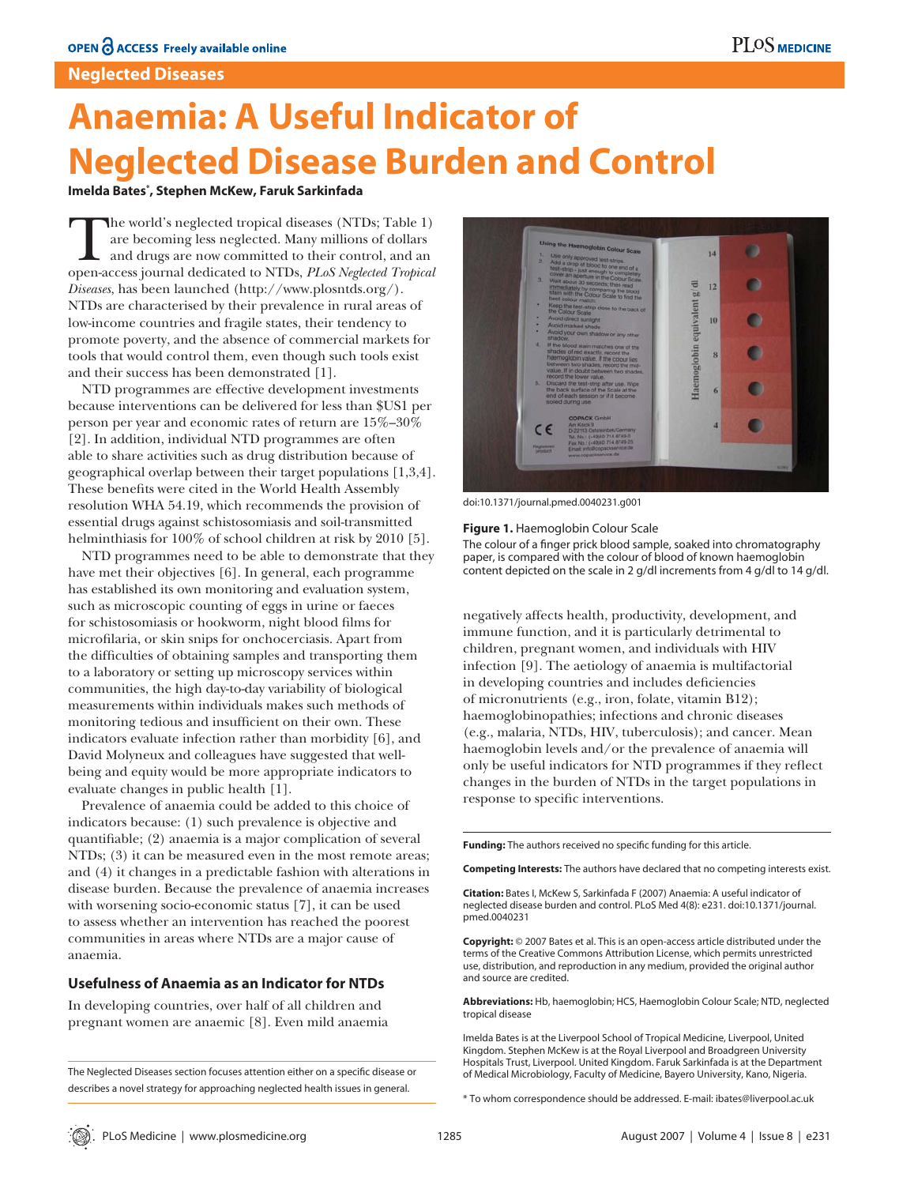Neglected Diseases

# Anaemia: A Useful Indicator of Neglected Disease Burden and Control

**Imelda Bates*, Stephen McKew, Faruk Sarkinfada**

The world's neglected tropical diseases (NTDs; Table 1) are becoming less neglected. Many millions of dollars and drugs are now committed to their control, and an open-access journal dedicated to NTDs, *PLoS Neglected Tropical Diseases*, has been launched (http://www.plosntds.org/). NTDs are characterised by their prevalence in rural areas of low-income countries and fragile states, their tendency to promote poverty, and the absence of commercial markets for tools that would control them, even though such tools exist and their success has been demonstrated [1].

NTD programmes are effective development investments because interventions can be delivered for less than $US1 per person per year and economic rates of return are 15%–30% [2]. In addition, individual NTD programmes are often able to share activities such as drug distribution because of geographical overlap between their target populations [1,3,4]. These benefits were cited in the World Health Assembly resolution WHA 54.19, which recommends the provision of essential drugs against schistosomiasis and soil-transmitted helminthiasis for 100% of school children at risk by 2010 [5].

NTD programmes need to be able to demonstrate that they have met their objectives [6]. In general, each programme has established its own monitoring and evaluation system, such as microscopic counting of eggs in urine or faeces for schistosomiasis or hookworm, night blood films for microfilaria, or skin snips for onchocerciasis. Apart from the difficulties of obtaining samples and transporting them to a laboratory or setting up microscopy services within communities, the high day-to-day variability of biological measurements within individuals makes such methods of monitoring tedious and insufficient on their own. These indicators evaluate infection rather than morbidity [6], and David Molyneux and colleagues have suggested that well-being and equity would be more appropriate indicators to evaluate changes in public health [1].

Prevalence of anaemia could be added to this choice of indicators because: (1) such prevalence is objective and quantifiable; (2) anaemia is a major complication of several NTDs; (3) it can be measured even in the most remote areas; and (4) it changes in a predictable fashion with alterations in disease burden. Because the prevalence of anaemia increases with worsening socio-economic status [7], it can be used to assess whether an intervention has reached the poorest communities in areas where NTDs are a major cause of anaemia.

## Usefulness of Anaemia as an Indicator for NTDs

In developing countries, over half of all children and pregnant women are anaemic [8]. Even mild anaemia negatively affects health, productivity, development, and immune function, and it is particularly detrimental to children, pregnant women, and individuals with HIV infection [9]. The aetiology of anaemia is multifactorial in developing countries and includes deficiencies of micronutrients (e.g., iron, folate, vitamin B12); haemoglobinopathies; infections and chronic diseases (e.g., malaria, NTDs, HIV, tuberculosis); and cancer. Mean haemoglobin levels and/or the prevalence of anaemia will only be useful indicators for NTD programmes if they reflect changes in the burden of NTDs in the target populations in response to specific interventions.

doi:10.1371/journal.pmed.0040231.g001

**Figure 1.** Haemoglobin Colour Scale
The colour of a finger prick blood sample, soaked into chromatography paper, is compared with the colour of blood of known haemoglobin content depicted on the scale in 2 g/dl increments from 4 g/dl to 14 g/dl.

The Neglected Diseases section focuses attention either on a specific disease or describes a novel strategy for approaching neglected health issues in general.

**Funding:** The authors received no specific funding for this article.

**Competing Interests:** The authors have declared that no competing interests exist.

**Citation:** Bates I, McKew S, Sarkinfada F (2007) Anaemia: A useful indicator of neglected disease burden and control. PLoS Med 4(8): e231. doi:10.1371/journal.pmed.0040231

**Copyright:** © 2007 Bates et al. This is an open-access article distributed under the terms of the Creative Commons Attribution License, which permits unrestricted use, distribution, and reproduction in any medium, provided the original author and source are credited.

**Abbreviations:** Hb, haemoglobin; HCS, Haemoglobin Colour Scale; NTD, neglected tropical disease

Imelda Bates is at the Liverpool School of Tropical Medicine, Liverpool, United Kingdom. Stephen McKew is at the Royal Liverpool and Broadgreen University Hospitals Trust, Liverpool. United Kingdom. Faruk Sarkinfada is at the Department of Medical Microbiology, Faculty of Medicine, Bayero University, Kano, Nigeria.

* To whom correspondence should be addressed. E-mail: ibates@liverpool.ac.uk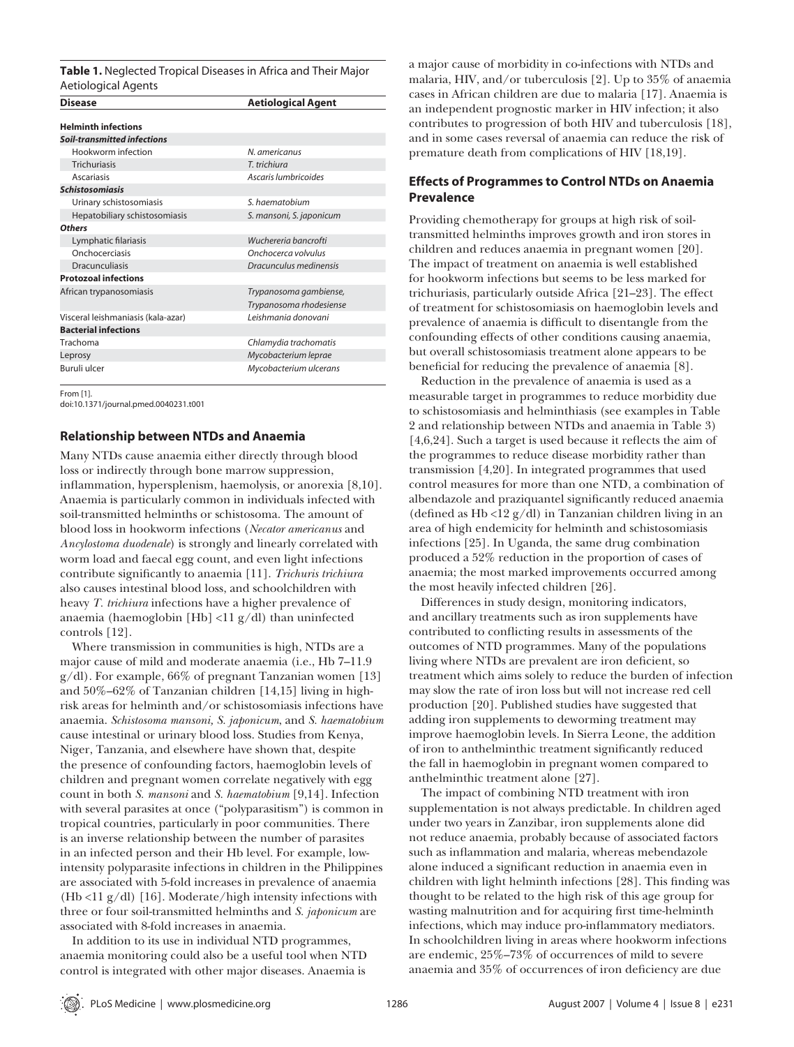**Table 1.** Neglected Tropical Diseases in Africa and Their Major Aetiological Agents

| Disease | Aetiological Agent |
|---|---|
| **Helminth infections** | |
| ***Soil-transmitted infections*** | |
| Hookworm infection | *N. americanus* |
| Trichuriasis | *T. trichiura* |
| Ascariasis | *Ascaris lumbricoides* |
| ***Schistosomiasis*** | |
| Urinary schistosomiasis | *S. haematobium* |
| Hepatobiliary schistosomiasis | *S. mansoni, S. japonicum* |
| ***Others*** | |
| Lymphatic filariasis | *Wuchereria bancrofti* |
| Onchocerciasis | *Onchocerca volvulus* |
| Dracunculiasis | *Dracunculus medinensis* |
| **Protozoal infections** | |
| African trypanosomiasis | *Trypanosoma gambiense, Trypanosoma rhodesiense* |
| Visceral leishmaniasis (kala-azar) | *Leishmania donovani* |
| **Bacterial infections** | |
| Trachoma | *Chlamydia trachomatis* |
| Leprosy | *Mycobacterium leprae* |
| Buruli ulcer | *Mycobacterium ulcerans* |

From [1].
doi:10.1371/journal.pmed.0040231.t001

## Relationship between NTDs and Anaemia

Many NTDs cause anaemia either directly through blood loss or indirectly through bone marrow suppression, inflammation, hypersplenism, haemolysis, or anorexia [8,10]. Anaemia is particularly common in individuals infected with soil-transmitted helminths or schistosoma. The amount of blood loss in hookworm infections (*Necator americanus* and *Ancylostoma duodenale*) is strongly and linearly correlated with worm load and faecal egg count, and even light infections contribute significantly to anaemia [11]. *Trichuris trichiura* also causes intestinal blood loss, and schoolchildren with heavy *T. trichiura* infections have a higher prevalence of anaemia (haemoglobin [Hb] <11 g/dl) than uninfected controls [12].

Where transmission in communities is high, NTDs are a major cause of mild and moderate anaemia (i.e., Hb 7–11.9 g/dl). For example, 66% of pregnant Tanzanian women [13] and 50%–62% of Tanzanian children [14,15] living in high-risk areas for helminth and/or schistosomiasis infections have anaemia. *Schistosoma mansoni, S. japonicum*, and *S. haematobium* cause intestinal or urinary blood loss. Studies from Kenya, Niger, Tanzania, and elsewhere have shown that, despite the presence of confounding factors, haemoglobin levels of children and pregnant women correlate negatively with egg count in both *S. mansoni* and *S. haematobium* [9,14]. Infection with several parasites at once ("polyparasitism") is common in tropical countries, particularly in poor communities. There is an inverse relationship between the number of parasites in an infected person and their Hb level. For example, low-intensity polyparasite infections in children in the Philippines are associated with 5-fold increases in prevalence of anaemia (Hb <11 g/dl) [16]. Moderate/high intensity infections with three or four soil-transmitted helminths and *S. japonicum* are associated with 8-fold increases in anaemia.

In addition to its use in individual NTD programmes, anaemia monitoring could also be a useful tool when NTD control is integrated with other major diseases. Anaemia is a major cause of morbidity in co-infections with NTDs and malaria, HIV, and/or tuberculosis [2]. Up to 35% of anaemia cases in African children are due to malaria [17]. Anaemia is an independent prognostic marker in HIV infection; it also contributes to progression of both HIV and tuberculosis [18], and in some cases reversal of anaemia can reduce the risk of premature death from complications of HIV [18,19].

## Effects of Programmes to Control NTDs on Anaemia Prevalence

Providing chemotherapy for groups at high risk of soil-transmitted helminths improves growth and iron stores in children and reduces anaemia in pregnant women [20]. The impact of treatment on anaemia is well established for hookworm infections but seems to be less marked for trichuriasis, particularly outside Africa [21–23]. The effect of treatment for schistosomiasis on haemoglobin levels and prevalence of anaemia is difficult to disentangle from the confounding effects of other conditions causing anaemia, but overall schistosomiasis treatment alone appears to be beneficial for reducing the prevalence of anaemia [8].

Reduction in the prevalence of anaemia is used as a measurable target in programmes to reduce morbidity due to schistosomiasis and helminthiasis (see examples in Table 2 and relationship between NTDs and anaemia in Table 3) [4,6,24]. Such a target is used because it reflects the aim of the programmes to reduce disease morbidity rather than transmission [4,20]. In integrated programmes that used control measures for more than one NTD, a combination of albendazole and praziquantel significantly reduced anaemia (defined as Hb <12 g/dl) in Tanzanian children living in an area of high endemicity for helminth and schistosomiasis infections [25]. In Uganda, the same drug combination produced a 52% reduction in the proportion of cases of anaemia; the most marked improvements occurred among the most heavily infected children [26].

Differences in study design, monitoring indicators, and ancillary treatments such as iron supplements have contributed to conflicting results in assessments of the outcomes of NTD programmes. Many of the populations living where NTDs are prevalent are iron deficient, so treatment which aims solely to reduce the burden of infection may slow the rate of iron loss but will not increase red cell production [20]. Published studies have suggested that adding iron supplements to deworming treatment may improve haemoglobin levels. In Sierra Leone, the addition of iron to anthelminthic treatment significantly reduced the fall in haemoglobin in pregnant women compared to anthelminthic treatment alone [27].

The impact of combining NTD treatment with iron supplementation is not always predictable. In children aged under two years in Zanzibar, iron supplements alone did not reduce anaemia, probably because of associated factors such as inflammation and malaria, whereas mebendazole alone induced a significant reduction in anaemia even in children with light helminth infections [28]. This finding was thought to be related to the high risk of this age group for wasting malnutrition and for acquiring first time-helminth infections, which may induce pro-inflammatory mediators. In schoolchildren living in areas where hookworm infections are endemic, 25%–73% of occurrences of mild to severe anaemia and 35% of occurrences of iron deficiency are due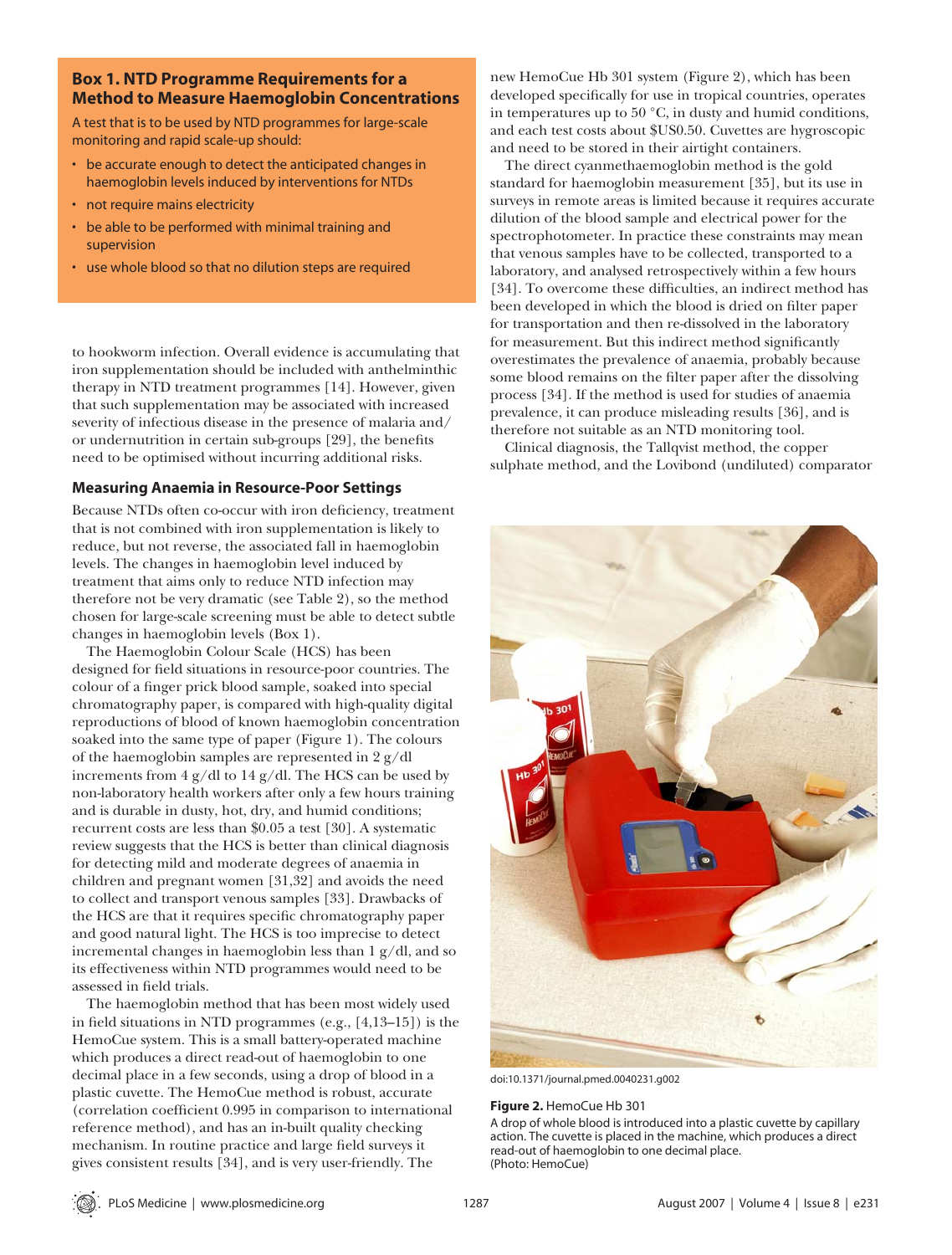### Box 1. NTD Programme Requirements for a Method to Measure Haemoglobin Concentrations

A test that is to be used by NTD programmes for large-scale monitoring and rapid scale-up should:

- be accurate enough to detect the anticipated changes in haemoglobin levels induced by interventions for NTDs
- not require mains electricity
- be able to be performed with minimal training and supervision
- use whole blood so that no dilution steps are required

to hookworm infection. Overall evidence is accumulating that iron supplementation should be included with anthelminthic therapy in NTD treatment programmes [14]. However, given that such supplementation may be associated with increased severity of infectious disease in the presence of malaria and/or undernutrition in certain sub-groups [29], the benefits need to be optimised without incurring additional risks.

## Measuring Anaemia in Resource-Poor Settings

Because NTDs often co-occur with iron deficiency, treatment that is not combined with iron supplementation is likely to reduce, but not reverse, the associated fall in haemoglobin levels. The changes in haemoglobin level induced by treatment that aims only to reduce NTD infection may therefore not be very dramatic (see Table 2), so the method chosen for large-scale screening must be able to detect subtle changes in haemoglobin levels (Box 1).

The Haemoglobin Colour Scale (HCS) has been designed for field situations in resource-poor countries. The colour of a finger prick blood sample, soaked into special chromatography paper, is compared with high-quality digital reproductions of blood of known haemoglobin concentration soaked into the same type of paper (Figure 1). The colours of the haemoglobin samples are represented in 2 g/dl increments from 4 g/dl to 14 g/dl. The HCS can be used by non-laboratory health workers after only a few hours training and is durable in dusty, hot, dry, and humid conditions; recurrent costs are less than \$0.05 a test [30]. A systematic review suggests that the HCS is better than clinical diagnosis for detecting mild and moderate degrees of anaemia in children and pregnant women [31,32] and avoids the need to collect and transport venous samples [33]. Drawbacks of the HCS are that it requires specific chromatography paper and good natural light. The HCS is too imprecise to detect incremental changes in haemoglobin less than 1 g/dl, and so its effectiveness within NTD programmes would need to be assessed in field trials.

The haemoglobin method that has been most widely used in field situations in NTD programmes (e.g., [4,13–15]) is the HemoCue system. This is a small battery-operated machine which produces a direct read-out of haemoglobin to one decimal place in a few seconds, using a drop of blood in a plastic cuvette. The HemoCue method is robust, accurate (correlation coefficient 0.995 in comparison to international reference method), and has an in-built quality checking mechanism. In routine practice and large field surveys it gives consistent results [34], and is very user-friendly. The new HemoCue Hb 301 system (Figure 2), which has been developed specifically for use in tropical countries, operates in temperatures up to 50 °C, in dusty and humid conditions, and each test costs about \$US0.50. Cuvettes are hygroscopic and need to be stored in their airtight containers.

The direct cyanmethaemoglobin method is the gold standard for haemoglobin measurement [35], but its use in surveys in remote areas is limited because it requires accurate dilution of the blood sample and electrical power for the spectrophotometer. In practice these constraints may mean that venous samples have to be collected, transported to a laboratory, and analysed retrospectively within a few hours [34]. To overcome these difficulties, an indirect method has been developed in which the blood is dried on filter paper for transportation and then re-dissolved in the laboratory for measurement. But this indirect method significantly overestimates the prevalence of anaemia, probably because some blood remains on the filter paper after the dissolving process [34]. If the method is used for studies of anaemia prevalence, it can produce misleading results [36], and is therefore not suitable as an NTD monitoring tool.

Clinical diagnosis, the Tallqvist method, the copper sulphate method, and the Lovibond (undiluted) comparator

doi:10.1371/journal.pmed.0040231.g002

**Figure 2.** HemoCue Hb 301

A drop of whole blood is introduced into a plastic cuvette by capillary action. The cuvette is placed in the machine, which produces a direct read-out of haemoglobin to one decimal place.
(Photo: HemoCue)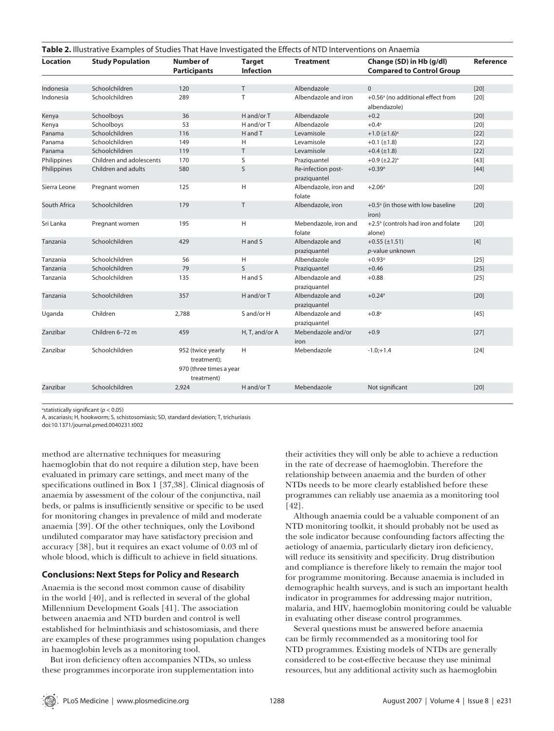**Table 2.** Illustrative Examples of Studies That Have Investigated the Effects of NTD Interventions on Anaemia

| Location | Study Population | Number of Participants | Target Infection | Treatment | Change (SD) in Hb (g/dl) Compared to Control Group | Reference |
|---|---|---|---|---|---|---|
| Indonesia | Schoolchildren | 120 | T | Albendazole | 0 | [20] |
| Indonesia | Schoolchildren | 289 | T | Albendazole and iron | +0.56[a] (no additional effect from albendazole) | [20] |
| Kenya | Schoolboys | 36 | H and/or T | Albendazole | +0.2 | [20] |
| Kenya | Schoolboys | 53 | H and/or T | Albendazole | +0.4[a] | [20] |
| Panama | Schoolchildren | 116 | H and T | Levamisole | +1.0 (±1.6)[a] | [22] |
| Panama | Schoolchildren | 149 | H | Levamisole | +0.1 (±1.8) | [22] |
| Panama | Schoolchildren | 119 | T | Levamisole | +0.4 (±1.8) | [22] |
| Philippines | Children and adolescents | 170 | S | Praziquantel | +0.9 (±2.2)[a] | [43] |
| Philippines | Children and adults | 580 | S | Re-infection post-praziquantel | +0.39[a] | [44] |
| Sierra Leone | Pregnant women | 125 | H | Albendazole, iron and folate | +2.06[a] | [20] |
| South Africa | Schoolchildren | 179 | T | Albendazole, iron | +0.5[a] (in those with low baseline iron) | [20] |
| Sri Lanka | Pregnant women | 195 | H | Mebendazole, iron and folate | +2.5[a] (controls had iron and folate alone) | [20] |
| Tanzania | Schoolchildren | 429 | H and S | Albendazole and praziquantel | +0.55 (±1.51) *p*-value unknown | [4] |
| Tanzania | Schoolchildren | 56 | H | Albendazole | +0.93[a] | [25] |
| Tanzania | Schoolchildren | 79 | S | Praziquantel | +0.46 | [25] |
| Tanzania | Schoolchildren | 135 | H and S | Albendazole and praziquantel | +0.88 | [25] |
| Tanzania | Schoolchildren | 357 | H and/or T | Albendazole and praziquantel | +0.24[a] | [20] |
| Uganda | Children | 2,788 | S and/or H | Albendazole and praziquantel | +0.8[a] | [45] |
| Zanzibar | Children 6–72 m | 459 | H, T, and/or A | Mebendazole and/or iron | +0.9 | [27] |
| Zanzibar | Schoolchildren | 952 (twice yearly treatment); 970 (three times a year treatment) | H | Mebendazole | -1.0;+1.4 | [24] |
| Zanzibar | Schoolchildren | 2,924 | H and/or T | Mebendazole | Not significant | [20] |

[a]statistically significant ($p < 0.05$)

A, ascariasis; H, hookworm; S, schistosomiasis; SD, standard deviation; T, trichuriasis

doi:10.1371/journal.pmed.0040231.t002

method are alternative techniques for measuring haemoglobin that do not require a dilution step, have been evaluated in primary care settings, and meet many of the specifications outlined in Box 1 [37,38]. Clinical diagnosis of anaemia by assessment of the colour of the conjunctiva, nail beds, or palms is insufficiently sensitive or specific to be used for monitoring changes in prevalence of mild and moderate anaemia [39]. Of the other techniques, only the Lovibond undiluted comparator may have satisfactory precision and accuracy [38], but it requires an exact volume of 0.03 ml of whole blood, which is difficult to achieve in field situations.

## Conclusions: Next Steps for Policy and Research

Anaemia is the second most common cause of disability in the world [40], and is reflected in several of the global Millennium Development Goals [41]. The association between anaemia and NTD burden and control is well established for helminthiasis and schistosomiasis, and there are examples of these programmes using population changes in haemoglobin levels as a monitoring tool.

But iron deficiency often accompanies NTDs, so unless these programmes incorporate iron supplementation into their activities they will only be able to achieve a reduction in the rate of decrease of haemoglobin. Therefore the relationship between anaemia and the burden of other NTDs needs to be more clearly established before these programmes can reliably use anaemia as a monitoring tool [42].

Although anaemia could be a valuable component of an NTD monitoring toolkit, it should probably not be used as the sole indicator because confounding factors affecting the aetiology of anaemia, particularly dietary iron deficiency, will reduce its sensitivity and specificity. Drug distribution and compliance is therefore likely to remain the major tool for programme monitoring. Because anaemia is included in demographic health surveys, and is such an important health indicator in programmes for addressing major nutrition, malaria, and HIV, haemoglobin monitoring could be valuable in evaluating other disease control programmes.

Several questions must be answered before anaemia can be firmly recommended as a monitoring tool for NTD programmes. Existing models of NTDs are generally considered to be cost-effective because they use minimal resources, but any additional activity such as haemoglobin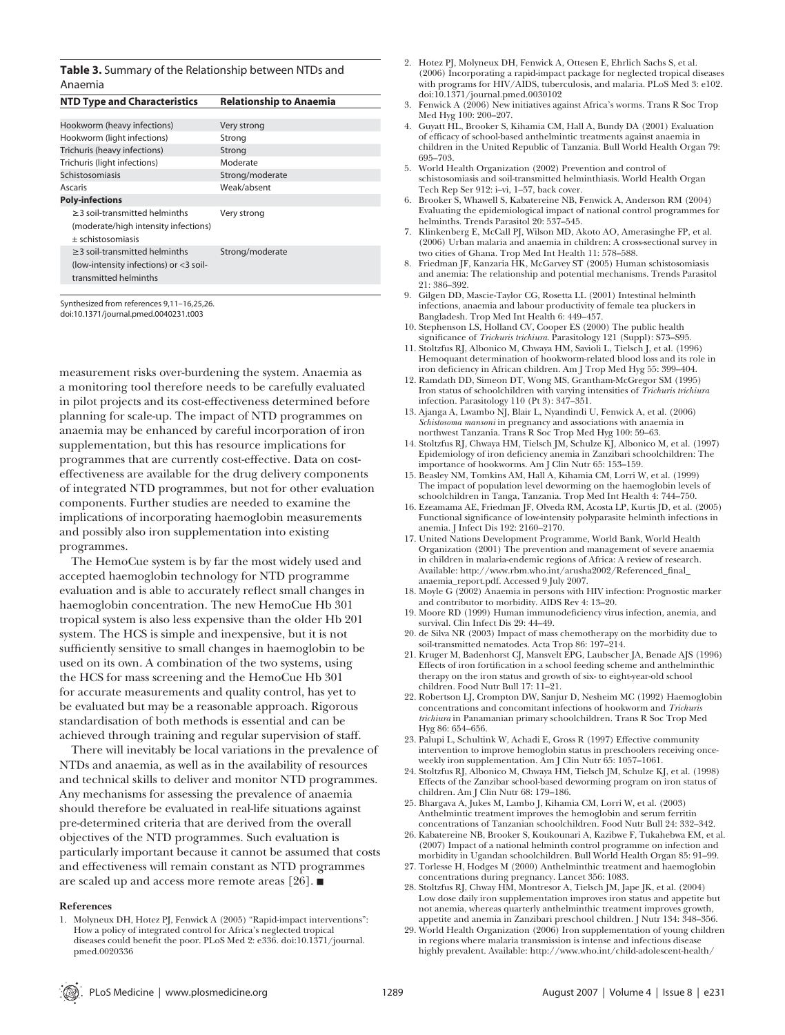**Table 3.** Summary of the Relationship between NTDs and Anaemia

| NTD Type and Characteristics | Relationship to Anaemia |
|---|---|
| Hookworm (heavy infections) | Very strong |
| Hookworm (light infections) | Strong |
| Trichuris (heavy infections) | Strong |
| Trichuris (light infections) | Moderate |
| Schistosomiasis | Strong/moderate |
| Ascaris | Weak/absent |
| **Poly-infections** | |
| ≥3 soil-transmitted helminths (moderate/high intensity infections) ± schistosomiasis | Very strong |
| ≥3 soil-transmitted helminths (low-intensity infections) or <3 soil-transmitted helminths | Strong/moderate |

Synthesized from references 9,11–16,25,26.
doi:10.1371/journal.pmed.0040231.t003

measurement risks over-burdening the system. Anaemia as a monitoring tool therefore needs to be carefully evaluated in pilot projects and its cost-effectiveness determined before planning for scale-up. The impact of NTD programmes on anaemia may be enhanced by careful incorporation of iron supplementation, but this has resource implications for programmes that are currently cost-effective. Data on cost-effectiveness are available for the drug delivery components of integrated NTD programmes, but not for other evaluation components. Further studies are needed to examine the implications of incorporating haemoglobin measurements and possibly also iron supplementation into existing programmes.

The HemoCue system is by far the most widely used and accepted haemoglobin technology for NTD programme evaluation and is able to accurately reflect small changes in haemoglobin concentration. The new HemoCue Hb 301 tropical system is also less expensive than the older Hb 201 system. The HCS is simple and inexpensive, but it is not sufficiently sensitive to small changes in haemoglobin to be used on its own. A combination of the two systems, using the HCS for mass screening and the HemoCue Hb 301 for accurate measurements and quality control, has yet to be evaluated but may be a reasonable approach. Rigorous standardisation of both methods is essential and can be achieved through training and regular supervision of staff.

There will inevitably be local variations in the prevalence of NTDs and anaemia, as well as in the availability of resources and technical skills to deliver and monitor NTD programmes. Any mechanisms for assessing the prevalence of anaemia should therefore be evaluated in real-life situations against pre-determined criteria that are derived from the overall objectives of the NTD programmes. Such evaluation is particularly important because it cannot be assumed that costs and effectiveness will remain constant as NTD programmes are scaled up and access more remote areas [26]. ■

#### References

1. Molyneux DH, Hotez PJ, Fenwick A (2005) "Rapid-impact interventions": How a policy of integrated control for Africa's neglected tropical diseases could benefit the poor. PLoS Med 2: e336. doi:10.1371/journal.pmed.0020336
2. Hotez PJ, Molyneux DH, Fenwick A, Ottesen E, Ehrlich Sachs S, et al. (2006) Incorporating a rapid-impact package for neglected tropical diseases with programs for HIV/AIDS, tuberculosis, and malaria. PLoS Med 3: e102. doi:10.1371/journal.pmed.0030102
3. Fenwick A (2006) New initiatives against Africa's worms. Trans R Soc Trop Med Hyg 100: 200–207.
4. Guyatt HL, Brooker S, Kihamia CM, Hall A, Bundy DA (2001) Evaluation of efficacy of school-based anthelmintic treatments against anaemia in children in the United Republic of Tanzania. Bull World Health Organ 79: 695–703.
5. World Health Organization (2002) Prevention and control of schistosomiasis and soil-transmitted helminthiasis. World Health Organ Tech Rep Ser 912: i–vi, 1–57, back cover.
6. Brooker S, Whawell S, Kabatereine NB, Fenwick A, Anderson RM (2004) Evaluating the epidemiological impact of national control programmes for helminths. Trends Parasitol 20: 537–545.
7. Klinkenberg E, McCall PJ, Wilson MD, Akoto AO, Amerasinghe FP, et al. (2006) Urban malaria and anaemia in children: A cross-sectional survey in two cities of Ghana. Trop Med Int Health 11: 578–588.
8. Friedman JF, Kanzaria HK, McGarvey ST (2005) Human schistosomiasis and anemia: The relationship and potential mechanisms. Trends Parasitol 21: 386–392.
9. Gilgen DD, Mascie-Taylor CG, Rosetta L (2001) Intestinal helminth infections, anaemia and labour productivity of female tea pluckers in Bangladesh. Trop Med Int Health 6: 449–457.
10. Stephenson LS, Holland CV, Cooper ES (2000) The public health significance of *Trichuris trichiura*. Parasitology 121 (Suppl): S73–S95.
11. Stoltzfus RJ, Albonico M, Chwaya HM, Savioli L, Tielsch J, et al. (1996) Hemoquant determination of hookworm-related blood loss and its role in iron deficiency in African children. Am J Trop Med Hyg 55: 399–404.
12. Ramdath DD, Simeon DT, Wong MS, Grantham-McGregor SM (1995) Iron status of schoolchildren with varying intensities of *Trichuris trichiura* infection. Parasitology 110 (Pt 3): 347–351.
13. Ajanga A, Lwambo NJ, Blair L, Nyandindi U, Fenwick A, et al. (2006) *Schistosoma mansoni* in pregnancy and associations with anaemia in northwest Tanzania. Trans R Soc Trop Med Hyg 100: 59–63.
14. Stoltzfus RJ, Chwaya HM, Tielsch JM, Schulze KJ, Albonico M, et al. (1997) Epidemiology of iron deficiency anemia in Zanzibari schoolchildren: The importance of hookworms. Am J Clin Nutr 65: 153–159.
15. Beasley NM, Tomkins AM, Hall A, Kihamia CM, Lorri W, et al. (1999) The impact of population level deworming on the haemoglobin levels of schoolchildren in Tanga, Tanzania. Trop Med Int Health 4: 744–750.
16. Ezeamama AE, Friedman JF, Olveda RM, Acosta LP, Kurtis JD, et al. (2005) Functional significance of low-intensity polyparasite helminth infections in anemia. J Infect Dis 192: 2160–2170.
17. United Nations Development Programme, World Bank, World Health Organization (2001) The prevention and management of severe anaemia in children in malaria-endemic regions of Africa: A review of research. Available: http://www.rbm.who.int/arusha2002/Referenced_final_anaemia_report.pdf. Accessed 9 July 2007.
18. Moyle G (2002) Anaemia in persons with HIV infection: Prognostic marker and contributor to morbidity. AIDS Rev 4: 13–20.
19. Moore RD (1999) Human immunodeficiency virus infection, anemia, and survival. Clin Infect Dis 29: 44–49.
20. de Silva NR (2003) Impact of mass chemotherapy on the morbidity due to soil-transmitted nematodes. Acta Trop 86: 197–214.
21. Kruger M, Badenhorst CJ, Mansvelt EPG, Laubscher JA, Benade AJS (1996) Effects of iron fortification in a school feeding scheme and anthelminthic therapy on the iron status and growth of six- to eight-year-old school children. Food Nutr Bull 17: 11–21.
22. Robertson LJ, Crompton DW, Sanjur D, Nesheim MC (1992) Haemoglobin concentrations and concomitant infections of hookworm and *Trichuris trichiura* in Panamanian primary schoolchildren. Trans R Soc Trop Med Hyg 86: 654–656.
23. Palupi L, Schultink W, Achadi E, Gross R (1997) Effective community intervention to improve hemoglobin status in preschoolers receiving once-weekly iron supplementation. Am J Clin Nutr 65: 1057–1061.
24. Stoltzfus RJ, Albonico M, Chwaya HM, Tielsch JM, Schulze KJ, et al. (1998) Effects of the Zanzibar school-based deworming program on iron status of children. Am J Clin Nutr 68: 179–186.
25. Bhargava A, Jukes M, Lambo J, Kihamia CM, Lorri W, et al. (2003) Anthelmintic treatment improves the hemoglobin and serum ferritin concentrations of Tanzanian schoolchildren. Food Nutr Bull 24: 332–342.
26. Kabatereine NB, Brooker S, Koukounari A, Kazibwe F, Tukahebwa EM, et al. (2007) Impact of a national helminth control programme on infection and morbidity in Ugandan schoolchildren. Bull World Health Organ 85: 91–99.
27. Torlesse H, Hodges M (2000) Anthelminthic treatment and haemoglobin concentrations during pregnancy. Lancet 356: 1083.
28. Stoltzfus RJ, Chway HM, Montresor A, Tielsch JM, Jape JK, et al. (2004) Low dose daily iron supplementation improves iron status and appetite but not anemia, whereas quarterly anthelminthic treatment improves growth, appetite and anemia in Zanzibari preschool children. J Nutr 134: 348–356.
29. World Health Organization (2006) Iron supplementation of young children in regions where malaria transmission is intense and infectious disease highly prevalent. Available: http://www.who.int/child-adolescent-health/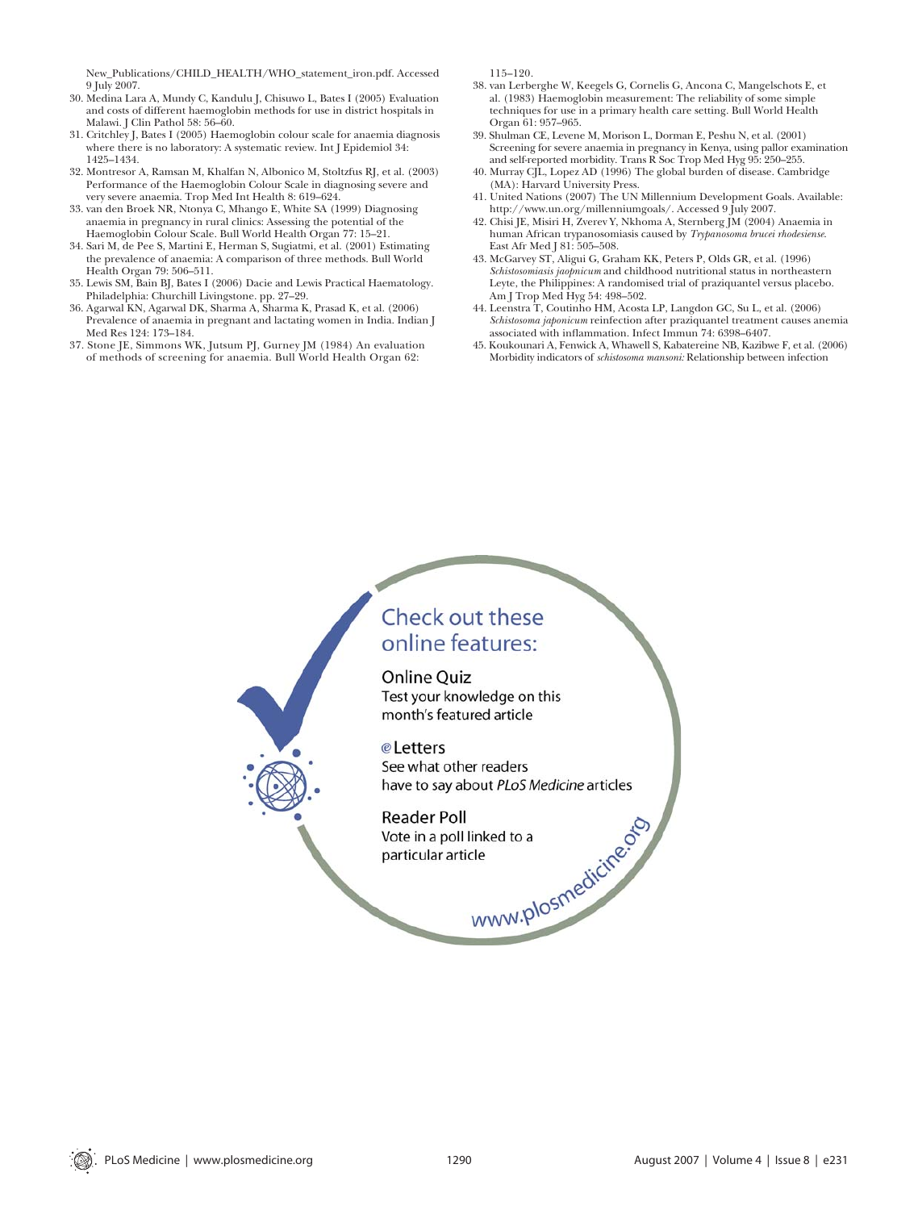New_Publications/CHILD_HEALTH/WHO_statement_iron.pdf. Accessed 9 July 2007.

30. Medina Lara A, Mundy C, Kandulu J, Chisuwo L, Bates I (2005) Evaluation and costs of different haemoglobin methods for use in district hospitals in Malawi. J Clin Pathol 58: 56–60.
31. Critchley J, Bates I (2005) Haemoglobin colour scale for anaemia diagnosis where there is no laboratory: A systematic review. Int J Epidemiol 34: 1425–1434.
32. Montresor A, Ramsan M, Khalfan N, Albonico M, Stoltzfus RJ, et al. (2003) Performance of the Haemoglobin Colour Scale in diagnosing severe and very severe anaemia. Trop Med Int Health 8: 619–624.
33. van den Broek NR, Ntonya C, Mhango E, White SA (1999) Diagnosing anaemia in pregnancy in rural clinics: Assessing the potential of the Haemoglobin Colour Scale. Bull World Health Organ 77: 15–21.
34. Sari M, de Pee S, Martini E, Herman S, Sugiatmi, et al. (2001) Estimating the prevalence of anaemia: A comparison of three methods. Bull World Health Organ 79: 506–511.
35. Lewis SM, Bain BJ, Bates I (2006) Dacie and Lewis Practical Haematology. Philadelphia: Churchill Livingstone. pp. 27–29.
36. Agarwal KN, Agarwal DK, Sharma A, Sharma K, Prasad K, et al. (2006) Prevalence of anaemia in pregnant and lactating women in India. Indian J Med Res 124: 173–184.
37. Stone JE, Simmons WK, Jutsum PJ, Gurney JM (1984) An evaluation of methods of screening for anaemia. Bull World Health Organ 62: 115–120.
38. van Lerberghe W, Keegels G, Cornelis G, Ancona C, Mangelschots E, et al. (1983) Haemoglobin measurement: The reliability of some simple techniques for use in a primary health care setting. Bull World Health Organ 61: 957–965.
39. Shulman CE, Levene M, Morison L, Dorman E, Peshu N, et al. (2001) Screening for severe anaemia in pregnancy in Kenya, using pallor examination and self-reported morbidity. Trans R Soc Trop Med Hyg 95: 250–255.
40. Murray CJL, Lopez AD (1996) The global burden of disease. Cambridge (MA): Harvard University Press.
41. United Nations (2007) The UN Millennium Development Goals. Available: http://www.un.org/millenniumgoals/. Accessed 9 July 2007.
42. Chisi JE, Misiri H, Zverev Y, Nkhoma A, Sternberg JM (2004) Anaemia in human African trypanosomiasis caused by *Trypanosoma brucei rhodesiense*. East Afr Med J 81: 505–508.
43. McGarvey ST, Aligui G, Graham KK, Peters P, Olds GR, et al. (1996) *Schistosomiasis jaopnicum* and childhood nutritional status in northeastern Leyte, the Philippines: A randomised trial of praziquantel versus placebo. Am J Trop Med Hyg 54: 498–502.
44. Leenstra T, Coutinho HM, Acosta LP, Langdon GC, Su L, et al. (2006) *Schistosoma japonicum* reinfection after praziquantel treatment causes anemia associated with inflammation. Infect Immun 74: 6398–6407.
45. Koukounari A, Fenwick A, Whawell S, Kabatereine NB, Kazibwe F, et al. (2006) Morbidity indicators of *schistosoma mansoni:* Relationship between infection

Check out these online features:

**Online Quiz**
Test your knowledge on this month's featured article

**eLetters**
See what other readers have to say about *PLoS Medicine* articles

**Reader Poll**
Vote in a poll linked to a particular article

www.plosmedicine.org